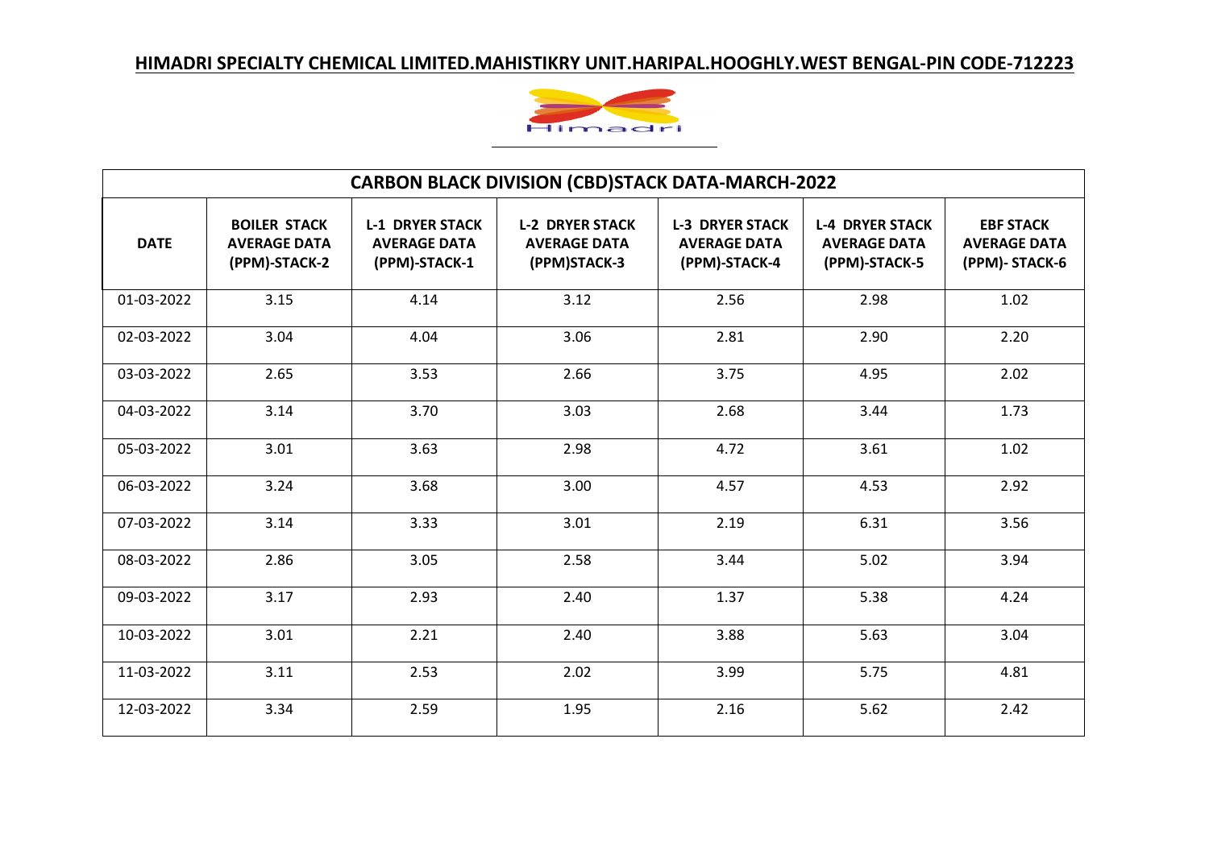# HIMADRI SPECIALTY CHEMICAL LIMITED.MAHISTIKRY UNIT.HARIPAL.HOOGHLY.WEST BENGAL-PIN CODE-712223

## CARBON BLACK DIVISION (CBD)STACK DATA-MARCH-2022

| DATE | BOILER STACK AVERAGE DATA (PPM)-STACK-2 | L-1 DRYER STACK AVERAGE DATA (PPM)-STACK-1 | L-2 DRYER STACK AVERAGE DATA (PPM)STACK-3 | L-3 DRYER STACK AVERAGE DATA (PPM)-STACK-4 | L-4 DRYER STACK AVERAGE DATA (PPM)-STACK-5 | EBF STACK AVERAGE DATA (PPM)- STACK-6 |
|---|---|---|---|---|---|---|
| 01-03-2022 | 3.15 | 4.14 | 3.12 | 2.56 | 2.98 | 1.02 |
| 02-03-2022 | 3.04 | 4.04 | 3.06 | 2.81 | 2.90 | 2.20 |
| 03-03-2022 | 2.65 | 3.53 | 2.66 | 3.75 | 4.95 | 2.02 |
| 04-03-2022 | 3.14 | 3.70 | 3.03 | 2.68 | 3.44 | 1.73 |
| 05-03-2022 | 3.01 | 3.63 | 2.98 | 4.72 | 3.61 | 1.02 |
| 06-03-2022 | 3.24 | 3.68 | 3.00 | 4.57 | 4.53 | 2.92 |
| 07-03-2022 | 3.14 | 3.33 | 3.01 | 2.19 | 6.31 | 3.56 |
| 08-03-2022 | 2.86 | 3.05 | 2.58 | 3.44 | 5.02 | 3.94 |
| 09-03-2022 | 3.17 | 2.93 | 2.40 | 1.37 | 5.38 | 4.24 |
| 10-03-2022 | 3.01 | 2.21 | 2.40 | 3.88 | 5.63 | 3.04 |
| 11-03-2022 | 3.11 | 2.53 | 2.02 | 3.99 | 5.75 | 4.81 |
| 12-03-2022 | 3.34 | 2.59 | 1.95 | 2.16 | 5.62 | 2.42 |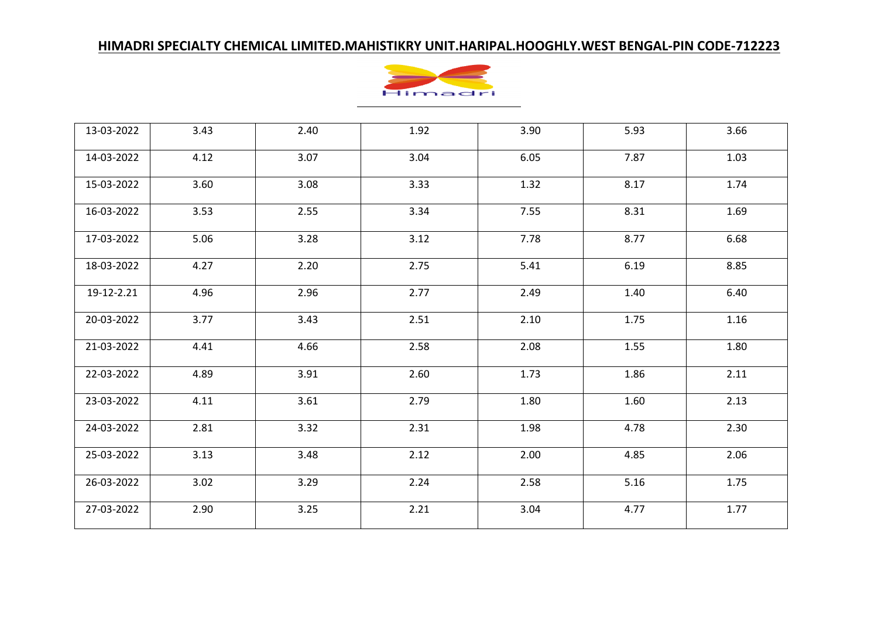**HIMADRI SPECIALTY CHEMICAL LIMITED.MAHISTIKRY UNIT.HARIPAL.HOOGHLY.WEST BENGAL-PIN CODE-712223**

Himadri

| | | | | | | |
|---|---|---|---|---|---|---|
| 13-03-2022 | 3.43 | 2.40 | 1.92 | 3.90 | 5.93 | 3.66 |
| 14-03-2022 | 4.12 | 3.07 | 3.04 | 6.05 | 7.87 | 1.03 |
| 15-03-2022 | 3.60 | 3.08 | 3.33 | 1.32 | 8.17 | 1.74 |
| 16-03-2022 | 3.53 | 2.55 | 3.34 | 7.55 | 8.31 | 1.69 |
| 17-03-2022 | 5.06 | 3.28 | 3.12 | 7.78 | 8.77 | 6.68 |
| 18-03-2022 | 4.27 | 2.20 | 2.75 | 5.41 | 6.19 | 8.85 |
| 19-12-2.21 | 4.96 | 2.96 | 2.77 | 2.49 | 1.40 | 6.40 |
| 20-03-2022 | 3.77 | 3.43 | 2.51 | 2.10 | 1.75 | 1.16 |
| 21-03-2022 | 4.41 | 4.66 | 2.58 | 2.08 | 1.55 | 1.80 |
| 22-03-2022 | 4.89 | 3.91 | 2.60 | 1.73 | 1.86 | 2.11 |
| 23-03-2022 | 4.11 | 3.61 | 2.79 | 1.80 | 1.60 | 2.13 |
| 24-03-2022 | 2.81 | 3.32 | 2.31 | 1.98 | 4.78 | 2.30 |
| 25-03-2022 | 3.13 | 3.48 | 2.12 | 2.00 | 4.85 | 2.06 |
| 26-03-2022 | 3.02 | 3.29 | 2.24 | 2.58 | 5.16 | 1.75 |
| 27-03-2022 | 2.90 | 3.25 | 2.21 | 3.04 | 4.77 | 1.77 |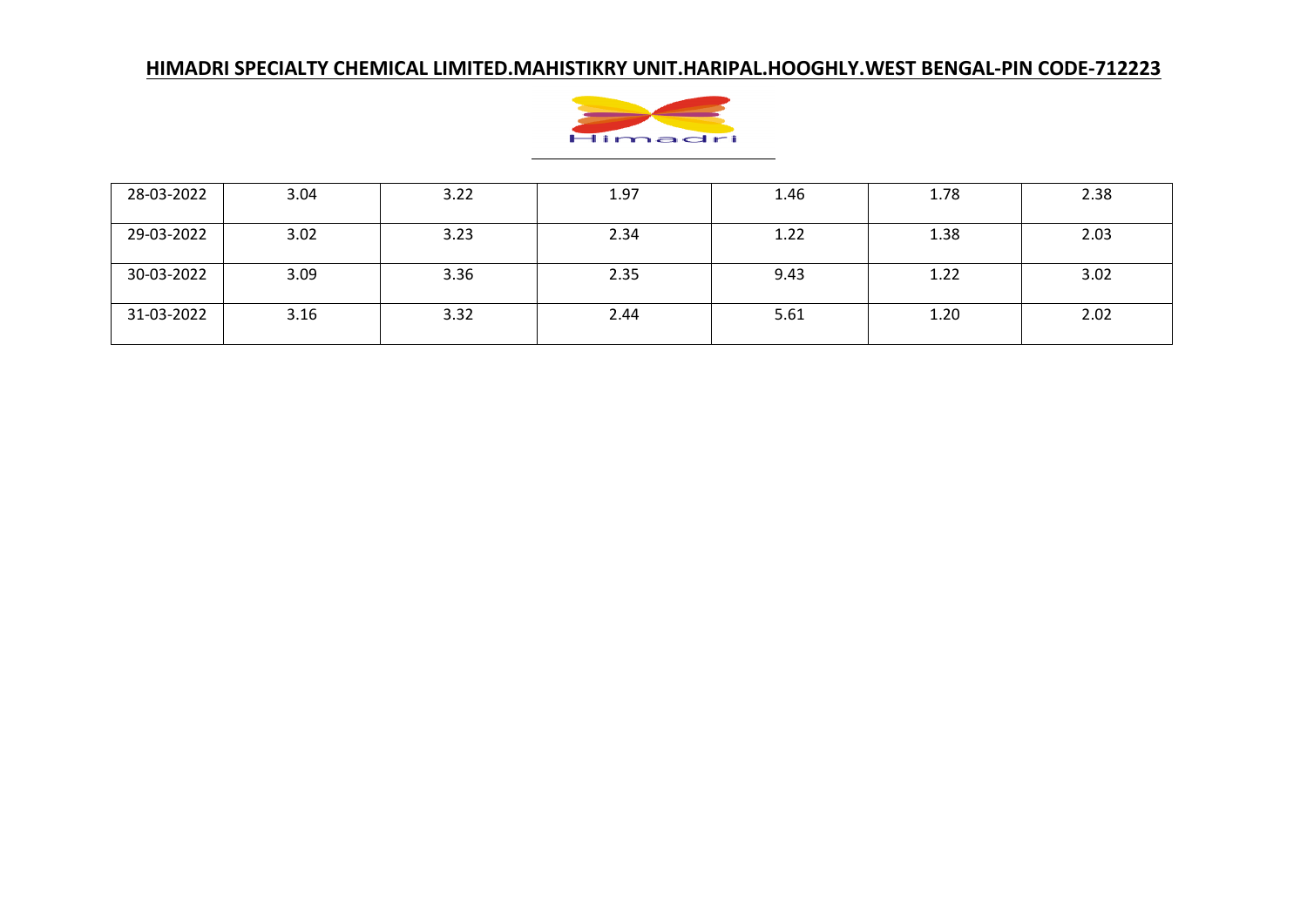**HIMADRI SPECIALTY CHEMICAL LIMITED.MAHISTIKRY UNIT.HARIPAL.HOOGHLY.WEST BENGAL-PIN CODE-712223**

| | | | | | | |
|---|---|---|---|---|---|---|
| 28-03-2022 | 3.04 | 3.22 | 1.97 | 1.46 | 1.78 | 2.38 |
| 29-03-2022 | 3.02 | 3.23 | 2.34 | 1.22 | 1.38 | 2.03 |
| 30-03-2022 | 3.09 | 3.36 | 2.35 | 9.43 | 1.22 | 3.02 |
| 31-03-2022 | 3.16 | 3.32 | 2.44 | 5.61 | 1.20 | 2.02 |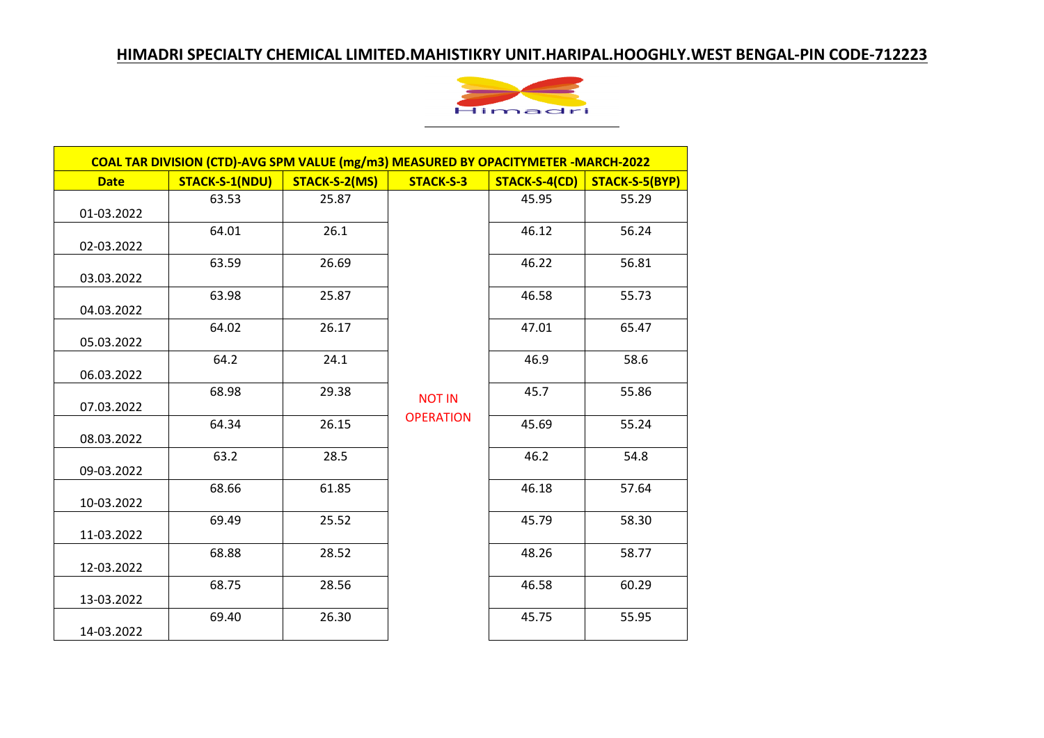**HIMADRI SPECIALTY CHEMICAL LIMITED.MAHISTIKRY UNIT.HARIPAL.HOOGHLY.WEST BENGAL-PIN CODE-712223**

| COAL TAR DIVISION (CTD)-AVG SPM VALUE (mg/m3) MEASURED BY OPACITYMETER -MARCH-2022 | | | | | |
|---|---|---|---|---|---|
| **Date** | **STACK-S-1(NDU)** | **STACK-S-2(MS)** | **STACK-S-3** | **STACK-S-4(CD)** | **STACK-S-5(BYP)** |
| 01-03.2022 | 63.53 | 25.87 | NOT IN OPERATION | 45.95 | 55.29 |
| 02-03.2022 | 64.01 | 26.1 | | 46.12 | 56.24 |
| 03.03.2022 | 63.59 | 26.69 | | 46.22 | 56.81 |
| 04.03.2022 | 63.98 | 25.87 | | 46.58 | 55.73 |
| 05.03.2022 | 64.02 | 26.17 | | 47.01 | 65.47 |
| 06.03.2022 | 64.2 | 24.1 | | 46.9 | 58.6 |
| 07.03.2022 | 68.98 | 29.38 | | 45.7 | 55.86 |
| 08.03.2022 | 64.34 | 26.15 | | 45.69 | 55.24 |
| 09-03.2022 | 63.2 | 28.5 | | 46.2 | 54.8 |
| 10-03.2022 | 68.66 | 61.85 | | 46.18 | 57.64 |
| 11-03.2022 | 69.49 | 25.52 | | 45.79 | 58.30 |
| 12-03.2022 | 68.88 | 28.52 | | 48.26 | 58.77 |
| 13-03.2022 | 68.75 | 28.56 | | 46.58 | 60.29 |
| 14-03.2022 | 69.40 | 26.30 | | 45.75 | 55.95 |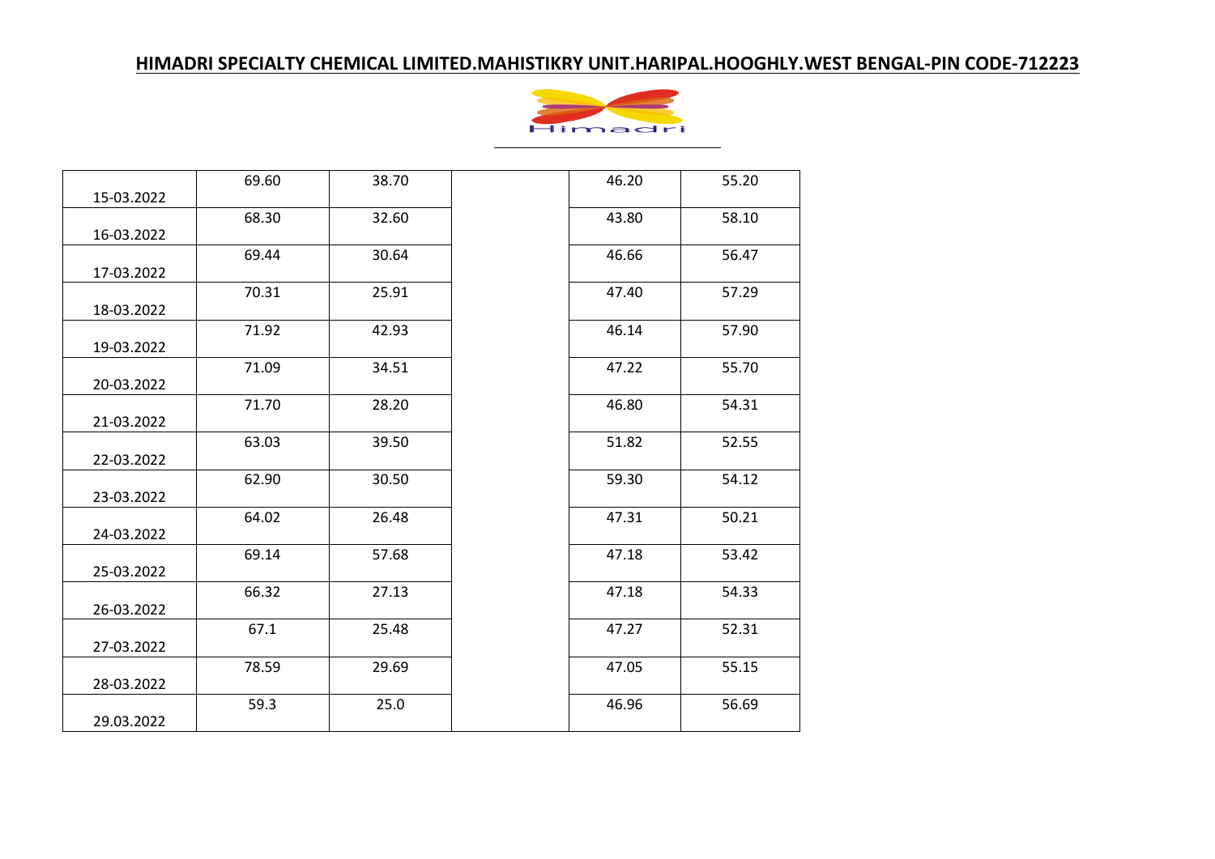## HIMADRI SPECIALTY CHEMICAL LIMITED.MAHISTIKRY UNIT.HARIPAL.HOOGHLY.WEST BENGAL-PIN CODE-712223

| | | | | | |
|---|---|---|---|---|---|
| 15-03.2022 | 69.60 | 38.70 | | 46.20 | 55.20 |
| 16-03.2022 | 68.30 | 32.60 | | 43.80 | 58.10 |
| 17-03.2022 | 69.44 | 30.64 | | 46.66 | 56.47 |
| 18-03.2022 | 70.31 | 25.91 | | 47.40 | 57.29 |
| 19-03.2022 | 71.92 | 42.93 | | 46.14 | 57.90 |
| 20-03.2022 | 71.09 | 34.51 | | 47.22 | 55.70 |
| 21-03.2022 | 71.70 | 28.20 | | 46.80 | 54.31 |
| 22-03.2022 | 63.03 | 39.50 | | 51.82 | 52.55 |
| 23-03.2022 | 62.90 | 30.50 | | 59.30 | 54.12 |
| 24-03.2022 | 64.02 | 26.48 | | 47.31 | 50.21 |
| 25-03.2022 | 69.14 | 57.68 | | 47.18 | 53.42 |
| 26-03.2022 | 66.32 | 27.13 | | 47.18 | 54.33 |
| 27-03.2022 | 67.1 | 25.48 | | 47.27 | 52.31 |
| 28-03.2022 | 78.59 | 29.69 | | 47.05 | 55.15 |
| 29.03.2022 | 59.3 | 25.0 | | 46.96 | 56.69 |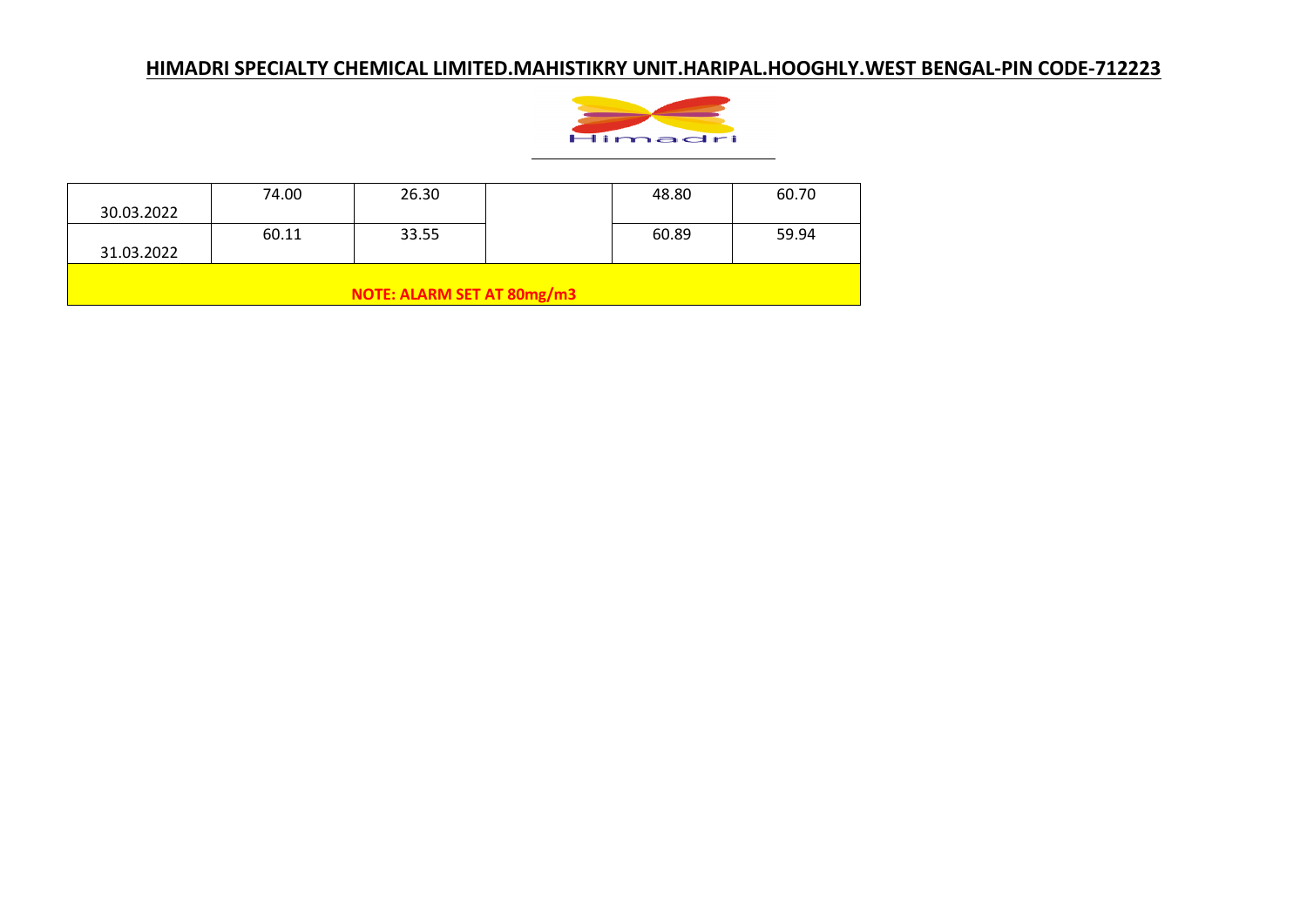**HIMADRI SPECIALTY CHEMICAL LIMITED.MAHISTIKRY UNIT.HARIPAL.HOOGHLY.WEST BENGAL-PIN CODE-712223**

Himadri

| | | | | | |
|---|---|---|---|---|---|
| 30.03.2022 | 74.00 | 26.30 | | 48.80 | 60.70 |
| 31.03.2022 | 60.11 | 33.55 | | 60.89 | 59.94 |
| **NOTE: ALARM SET AT 80mg/m3** | | | | | |